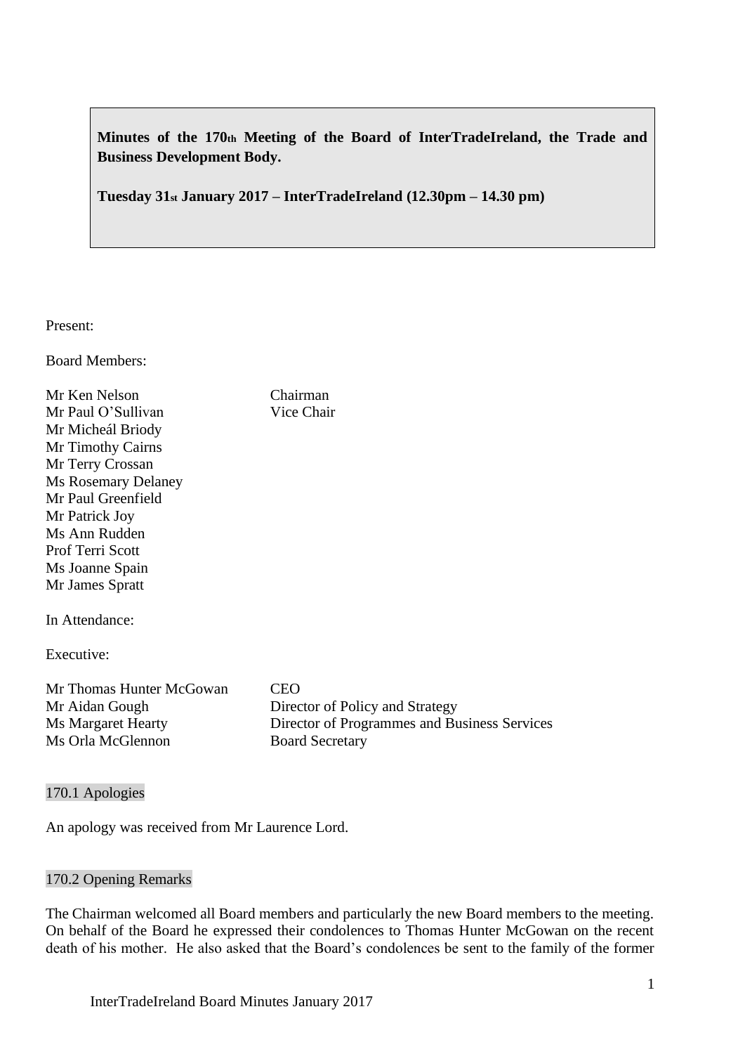**Minutes of the 170th Meeting of the Board of InterTradeIreland, the Trade and Business Development Body.**

**Tuesday 31st January 2017 – InterTradeIreland (12.30pm – 14.30 pm)**

Present:

Board Members:

| | |
|---|---|
| Mr Ken Nelson | Chairman |
| Mr Paul O'Sullivan | Vice Chair |
| Mr Micheál Briody | |
| Mr Timothy Cairns | |
| Mr Terry Crossan | |
| Ms Rosemary Delaney | |
| Mr Paul Greenfield | |
| Mr Patrick Joy | |
| Ms Ann Rudden | |
| Prof Terri Scott | |
| Ms Joanne Spain | |
| Mr James Spratt | |

In Attendance:

Executive:

| | |
|---|---|
| Mr Thomas Hunter McGowan | CEO |
| Mr Aidan Gough | Director of Policy and Strategy |
| Ms Margaret Hearty | Director of Programmes and Business Services |
| Ms Orla McGlennon | Board Secretary |

## 170.1 Apologies

An apology was received from Mr Laurence Lord.

## 170.2 Opening Remarks

The Chairman welcomed all Board members and particularly the new Board members to the meeting. On behalf of the Board he expressed their condolences to Thomas Hunter McGowan on the recent death of his mother. He also asked that the Board's condolences be sent to the family of the former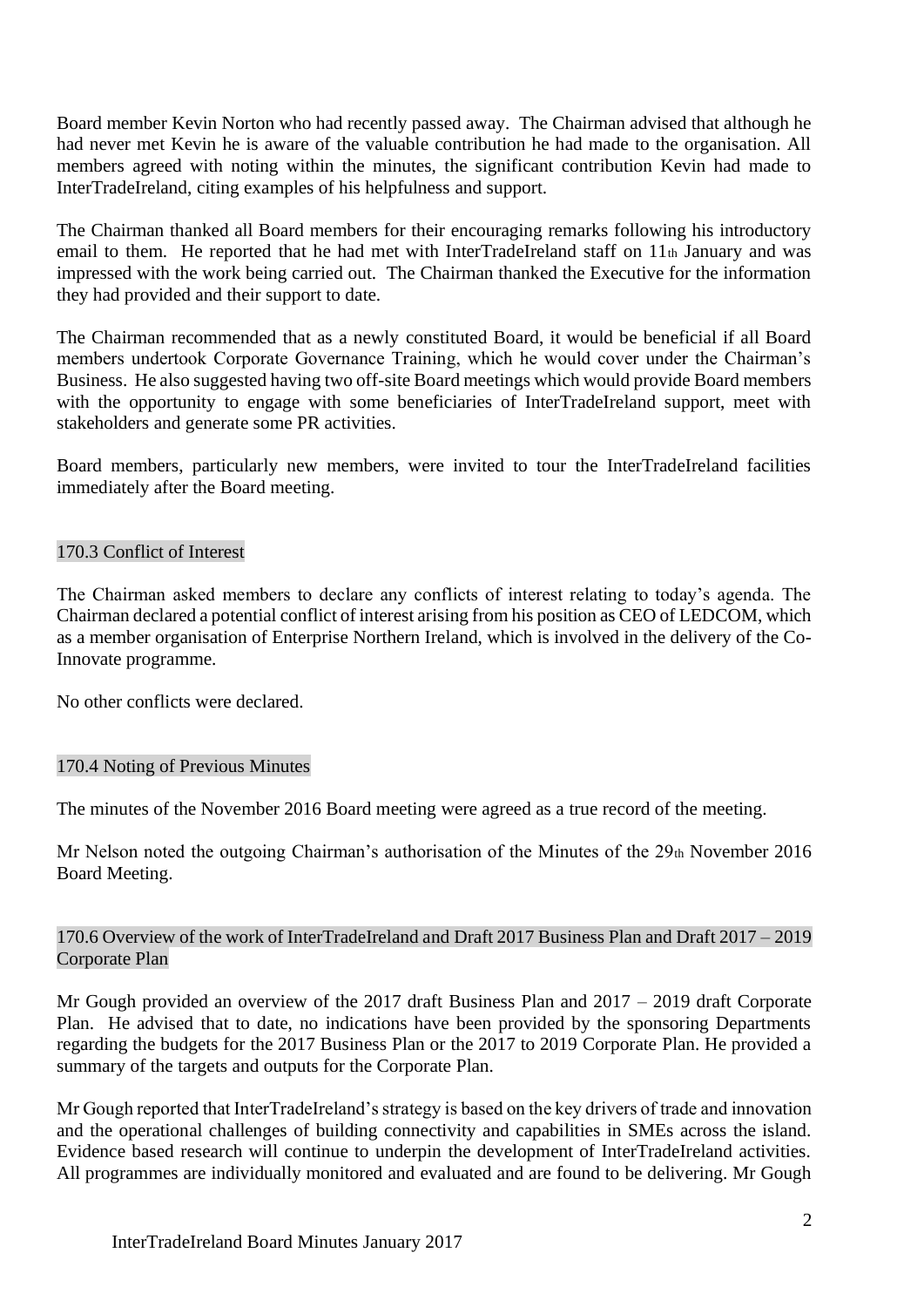Board member Kevin Norton who had recently passed away. The Chairman advised that although he had never met Kevin he is aware of the valuable contribution he had made to the organisation. All members agreed with noting within the minutes, the significant contribution Kevin had made to InterTradeIreland, citing examples of his helpfulness and support.

The Chairman thanked all Board members for their encouraging remarks following his introductory email to them. He reported that he had met with InterTradeIreland staff on 11th January and was impressed with the work being carried out. The Chairman thanked the Executive for the information they had provided and their support to date.

The Chairman recommended that as a newly constituted Board, it would be beneficial if all Board members undertook Corporate Governance Training, which he would cover under the Chairman's Business. He also suggested having two off-site Board meetings which would provide Board members with the opportunity to engage with some beneficiaries of InterTradeIreland support, meet with stakeholders and generate some PR activities.

Board members, particularly new members, were invited to tour the InterTradeIreland facilities immediately after the Board meeting.

### 170.3 Conflict of Interest

The Chairman asked members to declare any conflicts of interest relating to today's agenda. The Chairman declared a potential conflict of interest arising from his position as CEO of LEDCOM, which as a member organisation of Enterprise Northern Ireland, which is involved in the delivery of the Co-Innovate programme.

No other conflicts were declared.

### 170.4 Noting of Previous Minutes

The minutes of the November 2016 Board meeting were agreed as a true record of the meeting.

Mr Nelson noted the outgoing Chairman's authorisation of the Minutes of the 29th November 2016 Board Meeting.

### 170.6 Overview of the work of InterTradeIreland and Draft 2017 Business Plan and Draft 2017 – 2019 Corporate Plan

Mr Gough provided an overview of the 2017 draft Business Plan and 2017 – 2019 draft Corporate Plan. He advised that to date, no indications have been provided by the sponsoring Departments regarding the budgets for the 2017 Business Plan or the 2017 to 2019 Corporate Plan. He provided a summary of the targets and outputs for the Corporate Plan.

Mr Gough reported that InterTradeIreland's strategy is based on the key drivers of trade and innovation and the operational challenges of building connectivity and capabilities in SMEs across the island. Evidence based research will continue to underpin the development of InterTradeIreland activities. All programmes are individually monitored and evaluated and are found to be delivering. Mr Gough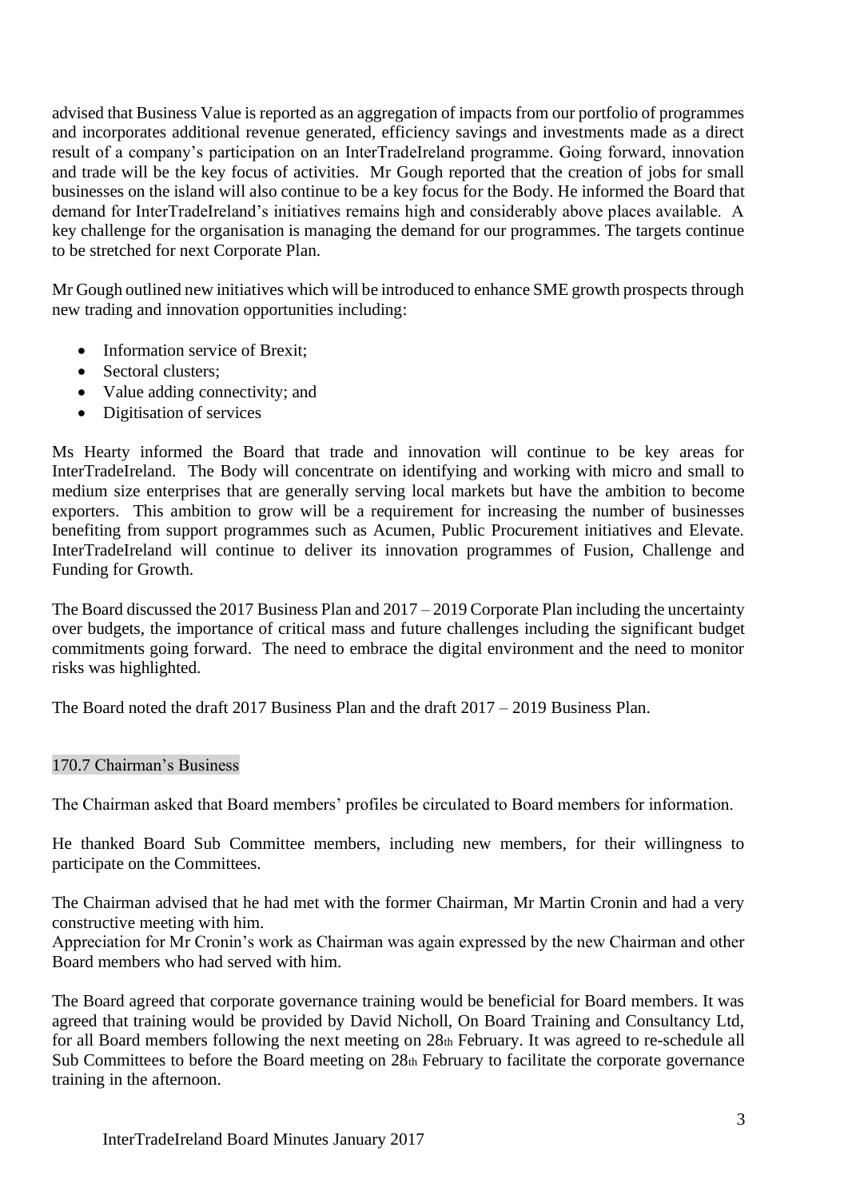advised that Business Value is reported as an aggregation of impacts from our portfolio of programmes and incorporates additional revenue generated, efficiency savings and investments made as a direct result of a company's participation on an InterTradeIreland programme. Going forward, innovation and trade will be the key focus of activities. Mr Gough reported that the creation of jobs for small businesses on the island will also continue to be a key focus for the Body. He informed the Board that demand for InterTradeIreland's initiatives remains high and considerably above places available. A key challenge for the organisation is managing the demand for our programmes. The targets continue to be stretched for next Corporate Plan.

Mr Gough outlined new initiatives which will be introduced to enhance SME growth prospects through new trading and innovation opportunities including:

- Information service of Brexit;
- Sectoral clusters;
- Value adding connectivity; and
- Digitisation of services

Ms Hearty informed the Board that trade and innovation will continue to be key areas for InterTradeIreland. The Body will concentrate on identifying and working with micro and small to medium size enterprises that are generally serving local markets but have the ambition to become exporters. This ambition to grow will be a requirement for increasing the number of businesses benefiting from support programmes such as Acumen, Public Procurement initiatives and Elevate. InterTradeIreland will continue to deliver its innovation programmes of Fusion, Challenge and Funding for Growth.

The Board discussed the 2017 Business Plan and 2017 – 2019 Corporate Plan including the uncertainty over budgets, the importance of critical mass and future challenges including the significant budget commitments going forward. The need to embrace the digital environment and the need to monitor risks was highlighted.

The Board noted the draft 2017 Business Plan and the draft 2017 – 2019 Business Plan.

## 170.7 Chairman's Business

The Chairman asked that Board members' profiles be circulated to Board members for information.

He thanked Board Sub Committee members, including new members, for their willingness to participate on the Committees.

The Chairman advised that he had met with the former Chairman, Mr Martin Cronin and had a very constructive meeting with him.
Appreciation for Mr Cronin's work as Chairman was again expressed by the new Chairman and other Board members who had served with him.

The Board agreed that corporate governance training would be beneficial for Board members. It was agreed that training would be provided by David Nicholl, On Board Training and Consultancy Ltd, for all Board members following the next meeting on 28th February. It was agreed to re-schedule all Sub Committees to before the Board meeting on 28th February to facilitate the corporate governance training in the afternoon.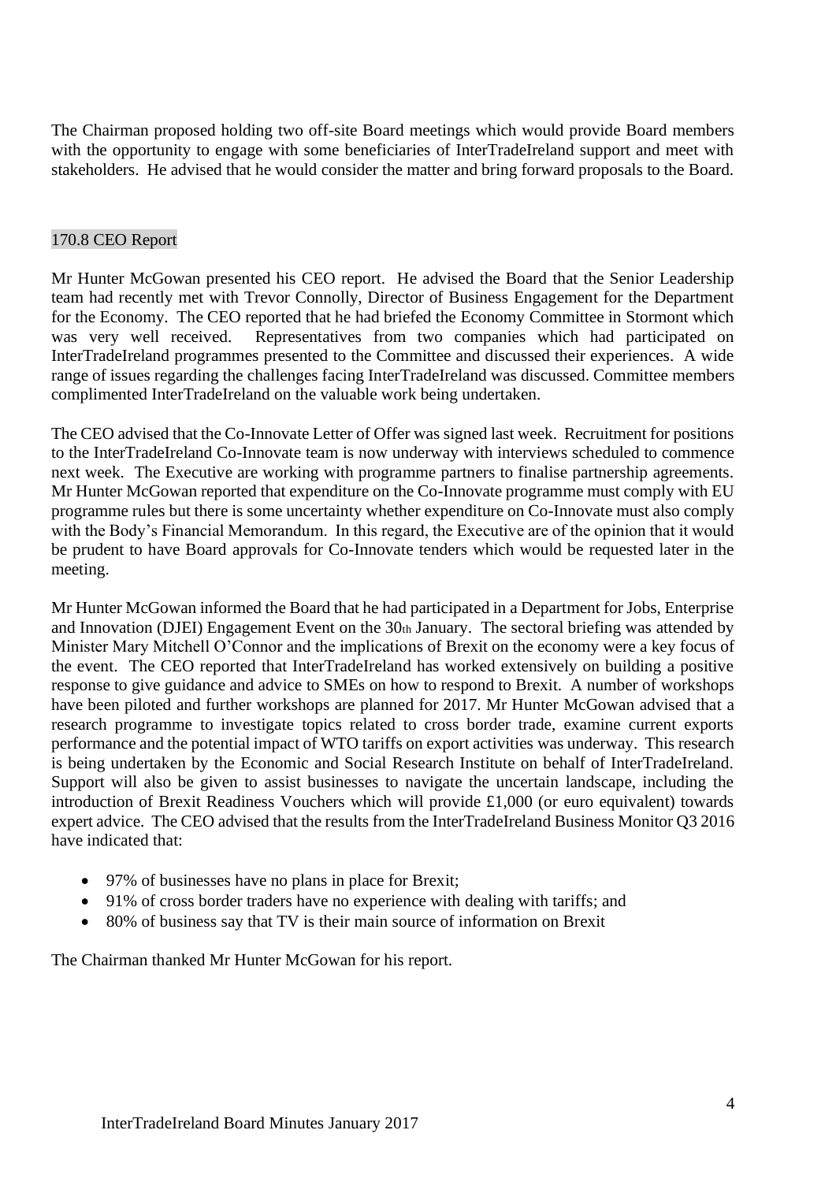The Chairman proposed holding two off-site Board meetings which would provide Board members with the opportunity to engage with some beneficiaries of InterTradeIreland support and meet with stakeholders. He advised that he would consider the matter and bring forward proposals to the Board.

## 170.8 CEO Report

Mr Hunter McGowan presented his CEO report. He advised the Board that the Senior Leadership team had recently met with Trevor Connolly, Director of Business Engagement for the Department for the Economy. The CEO reported that he had briefed the Economy Committee in Stormont which was very well received. Representatives from two companies which had participated on InterTradeIreland programmes presented to the Committee and discussed their experiences. A wide range of issues regarding the challenges facing InterTradeIreland was discussed. Committee members complimented InterTradeIreland on the valuable work being undertaken.

The CEO advised that the Co-Innovate Letter of Offer was signed last week. Recruitment for positions to the InterTradeIreland Co-Innovate team is now underway with interviews scheduled to commence next week. The Executive are working with programme partners to finalise partnership agreements. Mr Hunter McGowan reported that expenditure on the Co-Innovate programme must comply with EU programme rules but there is some uncertainty whether expenditure on Co-Innovate must also comply with the Body's Financial Memorandum. In this regard, the Executive are of the opinion that it would be prudent to have Board approvals for Co-Innovate tenders which would be requested later in the meeting.

Mr Hunter McGowan informed the Board that he had participated in a Department for Jobs, Enterprise and Innovation (DJEI) Engagement Event on the 30th January. The sectoral briefing was attended by Minister Mary Mitchell O'Connor and the implications of Brexit on the economy were a key focus of the event. The CEO reported that InterTradeIreland has worked extensively on building a positive response to give guidance and advice to SMEs on how to respond to Brexit. A number of workshops have been piloted and further workshops are planned for 2017. Mr Hunter McGowan advised that a research programme to investigate topics related to cross border trade, examine current exports performance and the potential impact of WTO tariffs on export activities was underway. This research is being undertaken by the Economic and Social Research Institute on behalf of InterTradeIreland. Support will also be given to assist businesses to navigate the uncertain landscape, including the introduction of Brexit Readiness Vouchers which will provide £1,000 (or euro equivalent) towards expert advice. The CEO advised that the results from the InterTradeIreland Business Monitor Q3 2016 have indicated that:

- 97% of businesses have no plans in place for Brexit;
- 91% of cross border traders have no experience with dealing with tariffs; and
- 80% of business say that TV is their main source of information on Brexit

The Chairman thanked Mr Hunter McGowan for his report.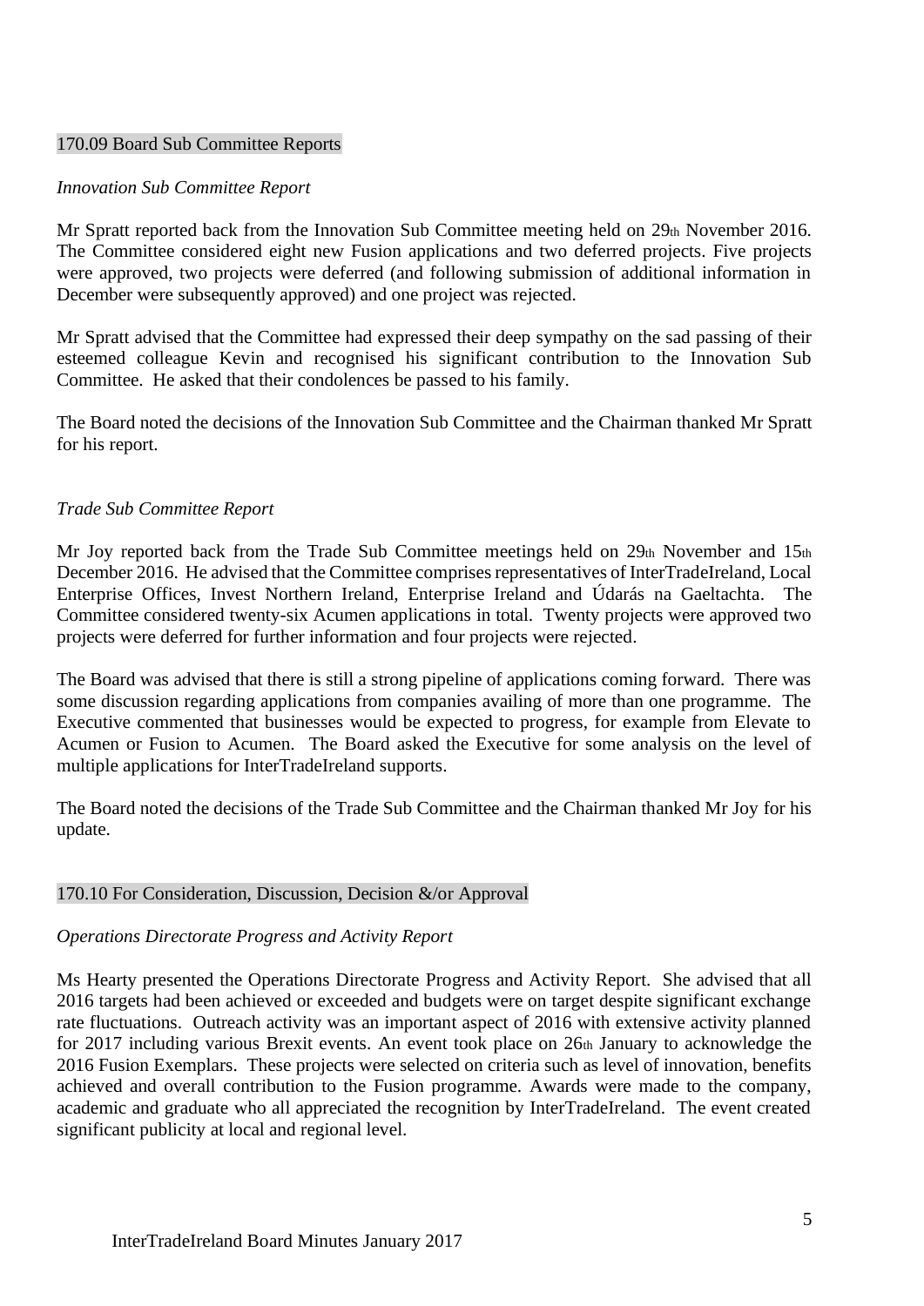## 170.09 Board Sub Committee Reports

*Innovation Sub Committee Report*

Mr Spratt reported back from the Innovation Sub Committee meeting held on 29th November 2016. The Committee considered eight new Fusion applications and two deferred projects. Five projects were approved, two projects were deferred (and following submission of additional information in December were subsequently approved) and one project was rejected.

Mr Spratt advised that the Committee had expressed their deep sympathy on the sad passing of their esteemed colleague Kevin and recognised his significant contribution to the Innovation Sub Committee. He asked that their condolences be passed to his family.

The Board noted the decisions of the Innovation Sub Committee and the Chairman thanked Mr Spratt for his report.

*Trade Sub Committee Report*

Mr Joy reported back from the Trade Sub Committee meetings held on 29th November and 15th December 2016. He advised that the Committee comprises representatives of InterTradeIreland, Local Enterprise Offices, Invest Northern Ireland, Enterprise Ireland and Údarás na Gaeltachta. The Committee considered twenty-six Acumen applications in total. Twenty projects were approved two projects were deferred for further information and four projects were rejected.

The Board was advised that there is still a strong pipeline of applications coming forward. There was some discussion regarding applications from companies availing of more than one programme. The Executive commented that businesses would be expected to progress, for example from Elevate to Acumen or Fusion to Acumen. The Board asked the Executive for some analysis on the level of multiple applications for InterTradeIreland supports.

The Board noted the decisions of the Trade Sub Committee and the Chairman thanked Mr Joy for his update.

## 170.10 For Consideration, Discussion, Decision &/or Approval

*Operations Directorate Progress and Activity Report*

Ms Hearty presented the Operations Directorate Progress and Activity Report. She advised that all 2016 targets had been achieved or exceeded and budgets were on target despite significant exchange rate fluctuations. Outreach activity was an important aspect of 2016 with extensive activity planned for 2017 including various Brexit events. An event took place on 26th January to acknowledge the 2016 Fusion Exemplars. These projects were selected on criteria such as level of innovation, benefits achieved and overall contribution to the Fusion programme. Awards were made to the company, academic and graduate who all appreciated the recognition by InterTradeIreland. The event created significant publicity at local and regional level.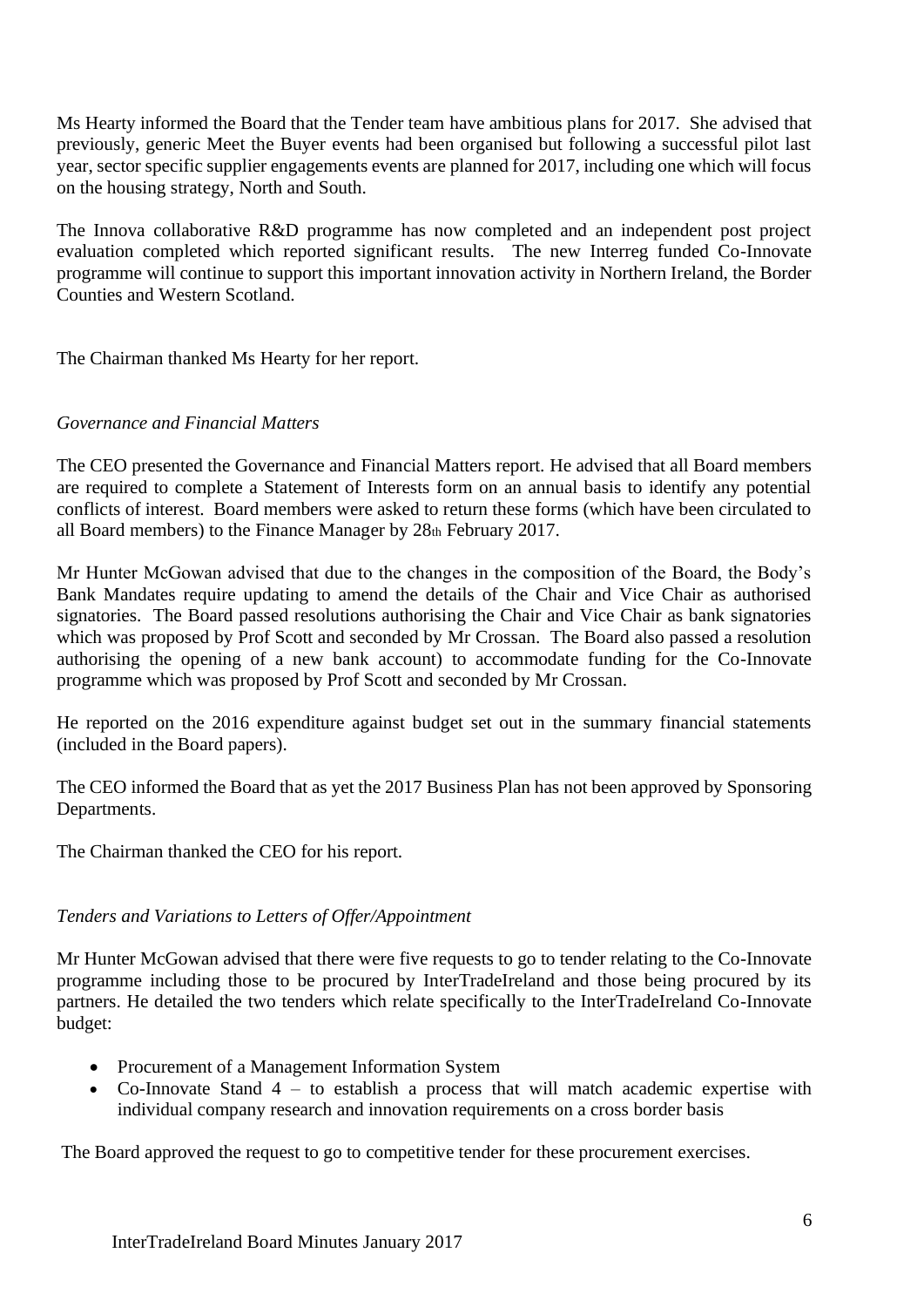Ms Hearty informed the Board that the Tender team have ambitious plans for 2017. She advised that previously, generic Meet the Buyer events had been organised but following a successful pilot last year, sector specific supplier engagements events are planned for 2017, including one which will focus on the housing strategy, North and South.

The Innova collaborative R&D programme has now completed and an independent post project evaluation completed which reported significant results. The new Interreg funded Co-Innovate programme will continue to support this important innovation activity in Northern Ireland, the Border Counties and Western Scotland.

The Chairman thanked Ms Hearty for her report.

*Governance and Financial Matters*

The CEO presented the Governance and Financial Matters report. He advised that all Board members are required to complete a Statement of Interests form on an annual basis to identify any potential conflicts of interest. Board members were asked to return these forms (which have been circulated to all Board members) to the Finance Manager by 28th February 2017.

Mr Hunter McGowan advised that due to the changes in the composition of the Board, the Body's Bank Mandates require updating to amend the details of the Chair and Vice Chair as authorised signatories. The Board passed resolutions authorising the Chair and Vice Chair as bank signatories which was proposed by Prof Scott and seconded by Mr Crossan. The Board also passed a resolution authorising the opening of a new bank account) to accommodate funding for the Co-Innovate programme which was proposed by Prof Scott and seconded by Mr Crossan.

He reported on the 2016 expenditure against budget set out in the summary financial statements (included in the Board papers).

The CEO informed the Board that as yet the 2017 Business Plan has not been approved by Sponsoring Departments.

The Chairman thanked the CEO for his report.

*Tenders and Variations to Letters of Offer/Appointment*

Mr Hunter McGowan advised that there were five requests to go to tender relating to the Co-Innovate programme including those to be procured by InterTradeIreland and those being procured by its partners. He detailed the two tenders which relate specifically to the InterTradeIreland Co-Innovate budget:

- Procurement of a Management Information System
- Co-Innovate Stand 4 – to establish a process that will match academic expertise with individual company research and innovation requirements on a cross border basis

The Board approved the request to go to competitive tender for these procurement exercises.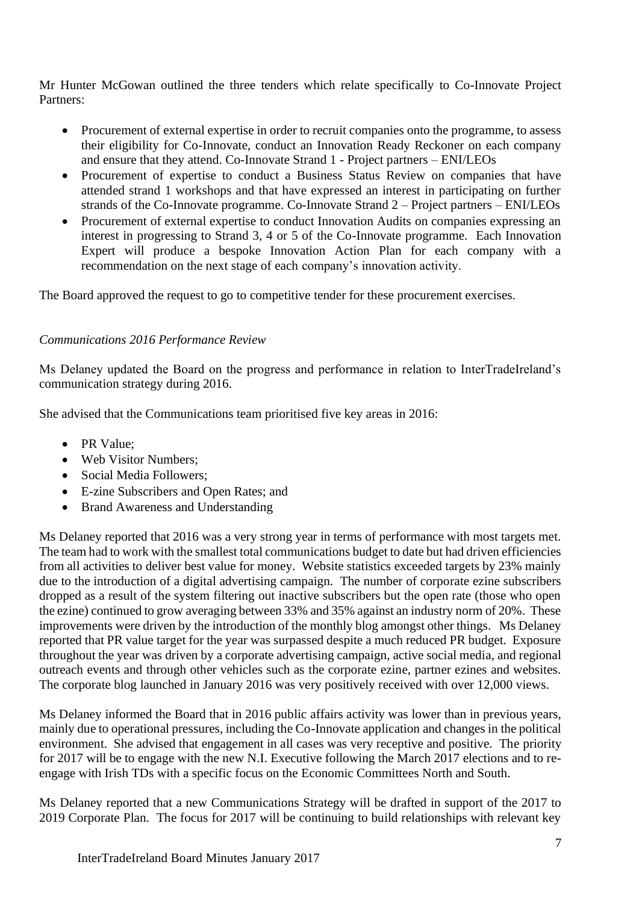Mr Hunter McGowan outlined the three tenders which relate specifically to Co-Innovate Project Partners:

- Procurement of external expertise in order to recruit companies onto the programme, to assess their eligibility for Co-Innovate, conduct an Innovation Ready Reckoner on each company and ensure that they attend. Co-Innovate Strand 1 - Project partners – ENI/LEOs
- Procurement of expertise to conduct a Business Status Review on companies that have attended strand 1 workshops and that have expressed an interest in participating on further strands of the Co-Innovate programme. Co-Innovate Strand 2 – Project partners – ENI/LEOs
- Procurement of external expertise to conduct Innovation Audits on companies expressing an interest in progressing to Strand 3, 4 or 5 of the Co-Innovate programme. Each Innovation Expert will produce a bespoke Innovation Action Plan for each company with a recommendation on the next stage of each company's innovation activity.

The Board approved the request to go to competitive tender for these procurement exercises.

*Communications 2016 Performance Review*

Ms Delaney updated the Board on the progress and performance in relation to InterTradeIreland's communication strategy during 2016.

She advised that the Communications team prioritised five key areas in 2016:

- PR Value;
- Web Visitor Numbers;
- Social Media Followers;
- E-zine Subscribers and Open Rates; and
- Brand Awareness and Understanding

Ms Delaney reported that 2016 was a very strong year in terms of performance with most targets met. The team had to work with the smallest total communications budget to date but had driven efficiencies from all activities to deliver best value for money. Website statistics exceeded targets by 23% mainly due to the introduction of a digital advertising campaign. The number of corporate ezine subscribers dropped as a result of the system filtering out inactive subscribers but the open rate (those who open the ezine) continued to grow averaging between 33% and 35% against an industry norm of 20%. These improvements were driven by the introduction of the monthly blog amongst other things. Ms Delaney reported that PR value target for the year was surpassed despite a much reduced PR budget. Exposure throughout the year was driven by a corporate advertising campaign, active social media, and regional outreach events and through other vehicles such as the corporate ezine, partner ezines and websites. The corporate blog launched in January 2016 was very positively received with over 12,000 views.

Ms Delaney informed the Board that in 2016 public affairs activity was lower than in previous years, mainly due to operational pressures, including the Co-Innovate application and changes in the political environment. She advised that engagement in all cases was very receptive and positive. The priority for 2017 will be to engage with the new N.I. Executive following the March 2017 elections and to re-engage with Irish TDs with a specific focus on the Economic Committees North and South.

Ms Delaney reported that a new Communications Strategy will be drafted in support of the 2017 to 2019 Corporate Plan. The focus for 2017 will be continuing to build relationships with relevant key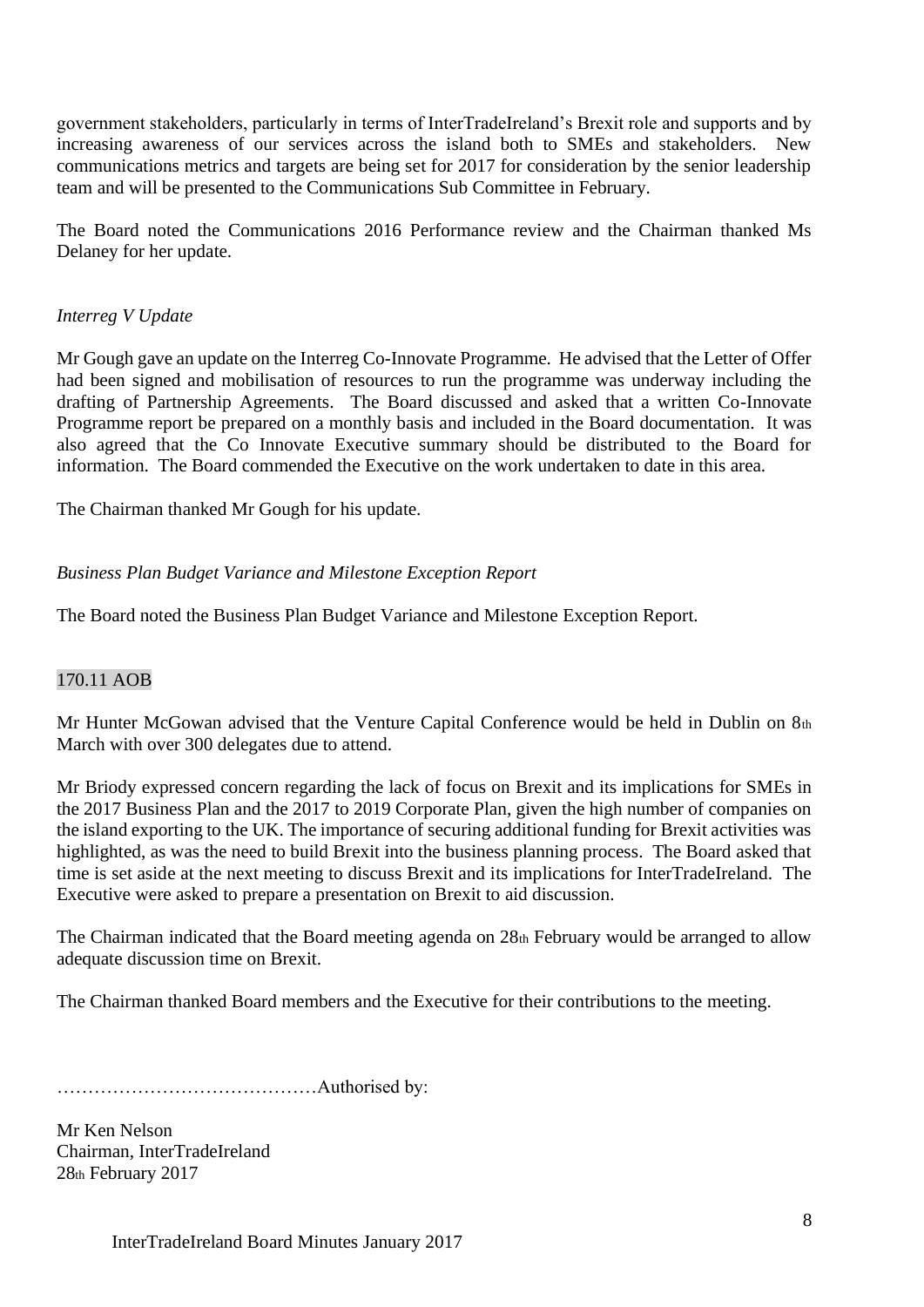government stakeholders, particularly in terms of InterTradeIreland's Brexit role and supports and by increasing awareness of our services across the island both to SMEs and stakeholders. New communications metrics and targets are being set for 2017 for consideration by the senior leadership team and will be presented to the Communications Sub Committee in February.

The Board noted the Communications 2016 Performance review and the Chairman thanked Ms Delaney for her update.

*Interreg V Update*

Mr Gough gave an update on the Interreg Co-Innovate Programme. He advised that the Letter of Offer had been signed and mobilisation of resources to run the programme was underway including the drafting of Partnership Agreements. The Board discussed and asked that a written Co-Innovate Programme report be prepared on a monthly basis and included in the Board documentation. It was also agreed that the Co Innovate Executive summary should be distributed to the Board for information. The Board commended the Executive on the work undertaken to date in this area.

The Chairman thanked Mr Gough for his update.

*Business Plan Budget Variance and Milestone Exception Report*

The Board noted the Business Plan Budget Variance and Milestone Exception Report.

## 170.11 AOB

Mr Hunter McGowan advised that the Venture Capital Conference would be held in Dublin on 8th March with over 300 delegates due to attend.

Mr Briody expressed concern regarding the lack of focus on Brexit and its implications for SMEs in the 2017 Business Plan and the 2017 to 2019 Corporate Plan, given the high number of companies on the island exporting to the UK. The importance of securing additional funding for Brexit activities was highlighted, as was the need to build Brexit into the business planning process. The Board asked that time is set aside at the next meeting to discuss Brexit and its implications for InterTradeIreland. The Executive were asked to prepare a presentation on Brexit to aid discussion.

The Chairman indicated that the Board meeting agenda on 28th February would be arranged to allow adequate discussion time on Brexit.

The Chairman thanked Board members and the Executive for their contributions to the meeting.

……………………………………Authorised by:

Mr Ken Nelson  
Chairman, InterTradeIreland  
28th February 2017